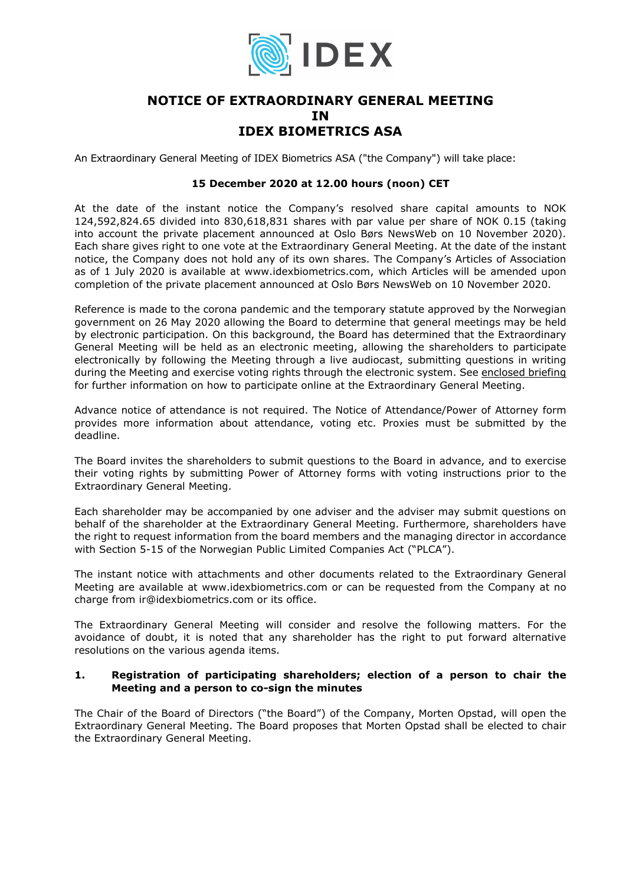# NOTICE OF EXTRAORDINARY GENERAL MEETING IN IDEX BIOMETRICS ASA

An Extraordinary General Meeting of IDEX Biometrics ASA ("the Company") will take place:

**15 December 2020 at 12.00 hours (noon) CET**

At the date of the instant notice the Company's resolved share capital amounts to NOK 124,592,824.65 divided into 830,618,831 shares with par value per share of NOK 0.15 (taking into account the private placement announced at Oslo Børs NewsWeb on 10 November 2020). Each share gives right to one vote at the Extraordinary General Meeting. At the date of the instant notice, the Company does not hold any of its own shares. The Company's Articles of Association as of 1 July 2020 is available at www.idexbiometrics.com, which Articles will be amended upon completion of the private placement announced at Oslo Børs NewsWeb on 10 November 2020.

Reference is made to the corona pandemic and the temporary statute approved by the Norwegian government on 26 May 2020 allowing the Board to determine that general meetings may be held by electronic participation. On this background, the Board has determined that the Extraordinary General Meeting will be held as an electronic meeting, allowing the shareholders to participate electronically by following the Meeting through a live audiocast, submitting questions in writing during the Meeting and exercise voting rights through the electronic system. See enclosed briefing for further information on how to participate online at the Extraordinary General Meeting.

Advance notice of attendance is not required. The Notice of Attendance/Power of Attorney form provides more information about attendance, voting etc. Proxies must be submitted by the deadline.

The Board invites the shareholders to submit questions to the Board in advance, and to exercise their voting rights by submitting Power of Attorney forms with voting instructions prior to the Extraordinary General Meeting.

Each shareholder may be accompanied by one adviser and the adviser may submit questions on behalf of the shareholder at the Extraordinary General Meeting. Furthermore, shareholders have the right to request information from the board members and the managing director in accordance with Section 5-15 of the Norwegian Public Limited Companies Act ("PLCA").

The instant notice with attachments and other documents related to the Extraordinary General Meeting are available at www.idexbiometrics.com or can be requested from the Company at no charge from ir@idexbiometrics.com or its office.

The Extraordinary General Meeting will consider and resolve the following matters. For the avoidance of doubt, it is noted that any shareholder has the right to put forward alternative resolutions on the various agenda items.

## 1. Registration of participating shareholders; election of a person to chair the Meeting and a person to co-sign the minutes

The Chair of the Board of Directors ("the Board") of the Company, Morten Opstad, will open the Extraordinary General Meeting. The Board proposes that Morten Opstad shall be elected to chair the Extraordinary General Meeting.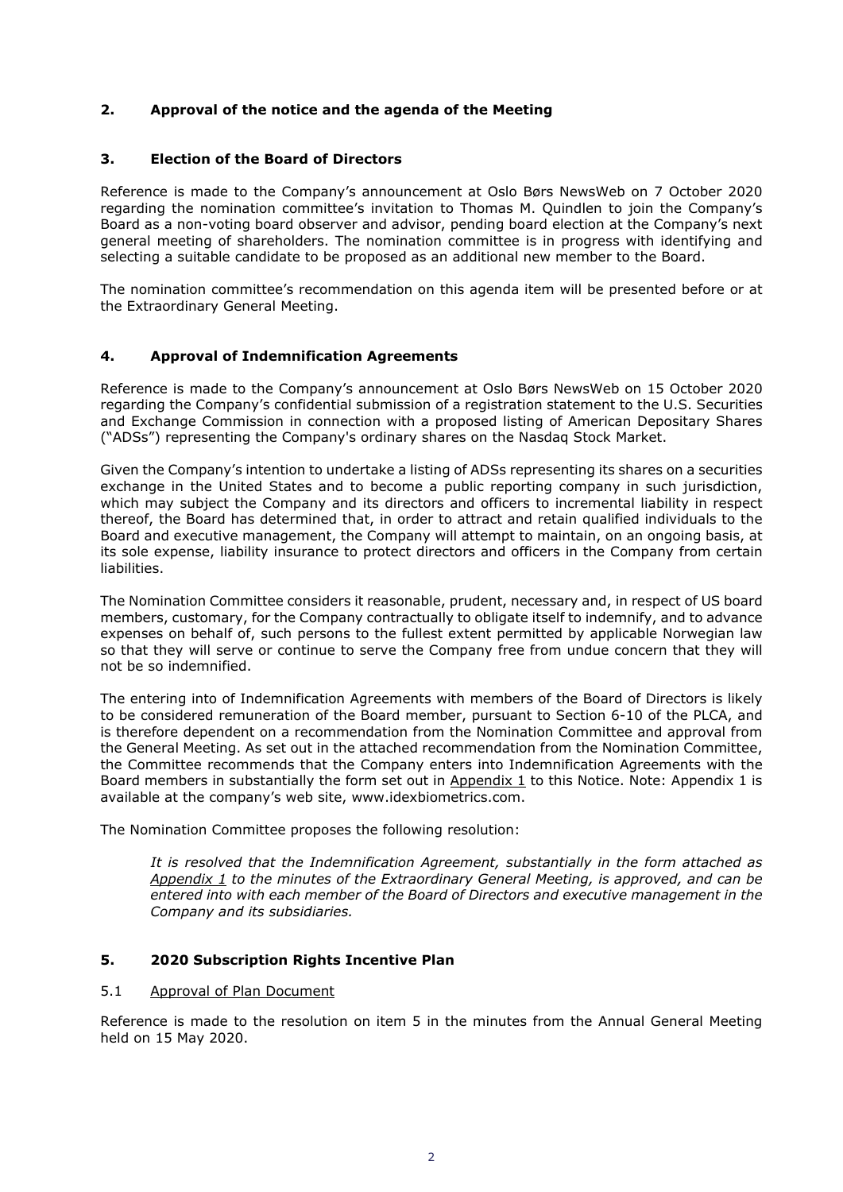## 2. Approval of the notice and the agenda of the Meeting

## 3. Election of the Board of Directors

Reference is made to the Company's announcement at Oslo Børs NewsWeb on 7 October 2020 regarding the nomination committee's invitation to Thomas M. Quindlen to join the Company's Board as a non-voting board observer and advisor, pending board election at the Company's next general meeting of shareholders. The nomination committee is in progress with identifying and selecting a suitable candidate to be proposed as an additional new member to the Board.

The nomination committee's recommendation on this agenda item will be presented before or at the Extraordinary General Meeting.

## 4. Approval of Indemnification Agreements

Reference is made to the Company's announcement at Oslo Børs NewsWeb on 15 October 2020 regarding the Company's confidential submission of a registration statement to the U.S. Securities and Exchange Commission in connection with a proposed listing of American Depositary Shares ("ADSs") representing the Company's ordinary shares on the Nasdaq Stock Market.

Given the Company's intention to undertake a listing of ADSs representing its shares on a securities exchange in the United States and to become a public reporting company in such jurisdiction, which may subject the Company and its directors and officers to incremental liability in respect thereof, the Board has determined that, in order to attract and retain qualified individuals to the Board and executive management, the Company will attempt to maintain, on an ongoing basis, at its sole expense, liability insurance to protect directors and officers in the Company from certain liabilities.

The Nomination Committee considers it reasonable, prudent, necessary and, in respect of US board members, customary, for the Company contractually to obligate itself to indemnify, and to advance expenses on behalf of, such persons to the fullest extent permitted by applicable Norwegian law so that they will serve or continue to serve the Company free from undue concern that they will not be so indemnified.

The entering into of Indemnification Agreements with members of the Board of Directors is likely to be considered remuneration of the Board member, pursuant to Section 6-10 of the PLCA, and is therefore dependent on a recommendation from the Nomination Committee and approval from the General Meeting. As set out in the attached recommendation from the Nomination Committee, the Committee recommends that the Company enters into Indemnification Agreements with the Board members in substantially the form set out in Appendix 1 to this Notice. Note: Appendix 1 is available at the company's web site, www.idexbiometrics.com.

The Nomination Committee proposes the following resolution:

> *It is resolved that the Indemnification Agreement, substantially in the form attached as Appendix 1 to the minutes of the Extraordinary General Meeting, is approved, and can be entered into with each member of the Board of Directors and executive management in the Company and its subsidiaries.*

## 5. 2020 Subscription Rights Incentive Plan

### 5.1 Approval of Plan Document

Reference is made to the resolution on item 5 in the minutes from the Annual General Meeting held on 15 May 2020.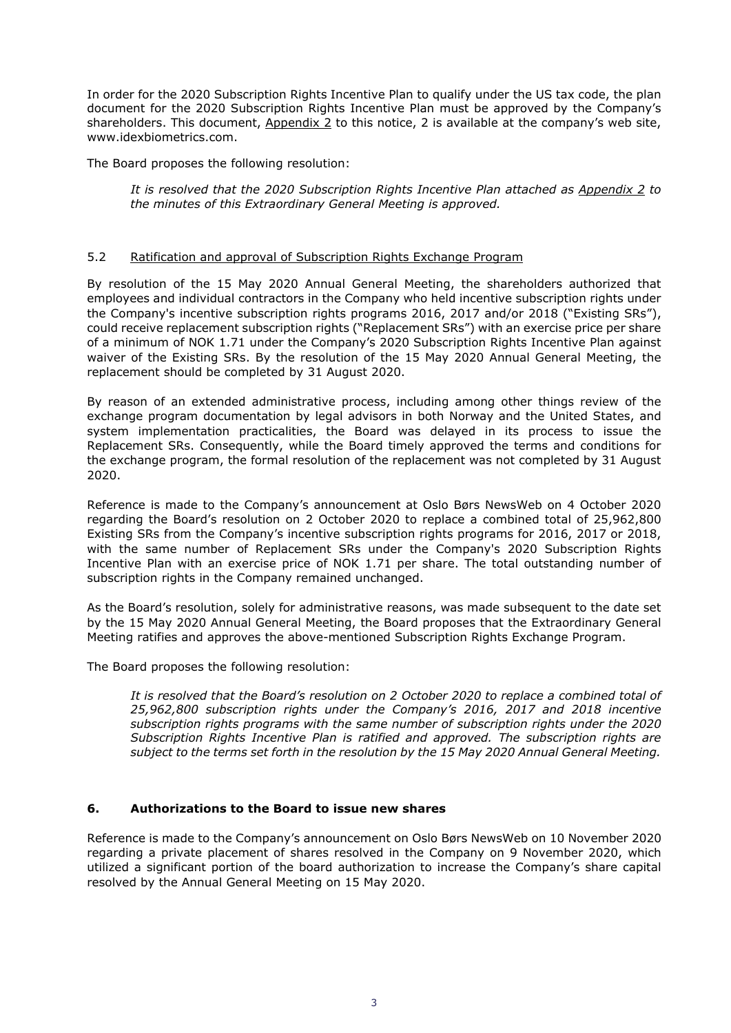In order for the 2020 Subscription Rights Incentive Plan to qualify under the US tax code, the plan document for the 2020 Subscription Rights Incentive Plan must be approved by the Company's shareholders. This document, Appendix 2 to this notice, 2 is available at the company's web site, www.idexbiometrics.com.

The Board proposes the following resolution:

> *It is resolved that the 2020 Subscription Rights Incentive Plan attached as Appendix 2 to the minutes of this Extraordinary General Meeting is approved.*

### 5.2 Ratification and approval of Subscription Rights Exchange Program

By resolution of the 15 May 2020 Annual General Meeting, the shareholders authorized that employees and individual contractors in the Company who held incentive subscription rights under the Company's incentive subscription rights programs 2016, 2017 and/or 2018 ("Existing SRs"), could receive replacement subscription rights ("Replacement SRs") with an exercise price per share of a minimum of NOK 1.71 under the Company's 2020 Subscription Rights Incentive Plan against waiver of the Existing SRs. By the resolution of the 15 May 2020 Annual General Meeting, the replacement should be completed by 31 August 2020.

By reason of an extended administrative process, including among other things review of the exchange program documentation by legal advisors in both Norway and the United States, and system implementation practicalities, the Board was delayed in its process to issue the Replacement SRs. Consequently, while the Board timely approved the terms and conditions for the exchange program, the formal resolution of the replacement was not completed by 31 August 2020.

Reference is made to the Company's announcement at Oslo Børs NewsWeb on 4 October 2020 regarding the Board's resolution on 2 October 2020 to replace a combined total of 25,962,800 Existing SRs from the Company's incentive subscription rights programs for 2016, 2017 or 2018, with the same number of Replacement SRs under the Company's 2020 Subscription Rights Incentive Plan with an exercise price of NOK 1.71 per share. The total outstanding number of subscription rights in the Company remained unchanged.

As the Board's resolution, solely for administrative reasons, was made subsequent to the date set by the 15 May 2020 Annual General Meeting, the Board proposes that the Extraordinary General Meeting ratifies and approves the above-mentioned Subscription Rights Exchange Program.

The Board proposes the following resolution:

> *It is resolved that the Board's resolution on 2 October 2020 to replace a combined total of 25,962,800 subscription rights under the Company's 2016, 2017 and 2018 incentive subscription rights programs with the same number of subscription rights under the 2020 Subscription Rights Incentive Plan is ratified and approved. The subscription rights are subject to the terms set forth in the resolution by the 15 May 2020 Annual General Meeting.*

## 6. Authorizations to the Board to issue new shares

Reference is made to the Company's announcement on Oslo Børs NewsWeb on 10 November 2020 regarding a private placement of shares resolved in the Company on 9 November 2020, which utilized a significant portion of the board authorization to increase the Company's share capital resolved by the Annual General Meeting on 15 May 2020.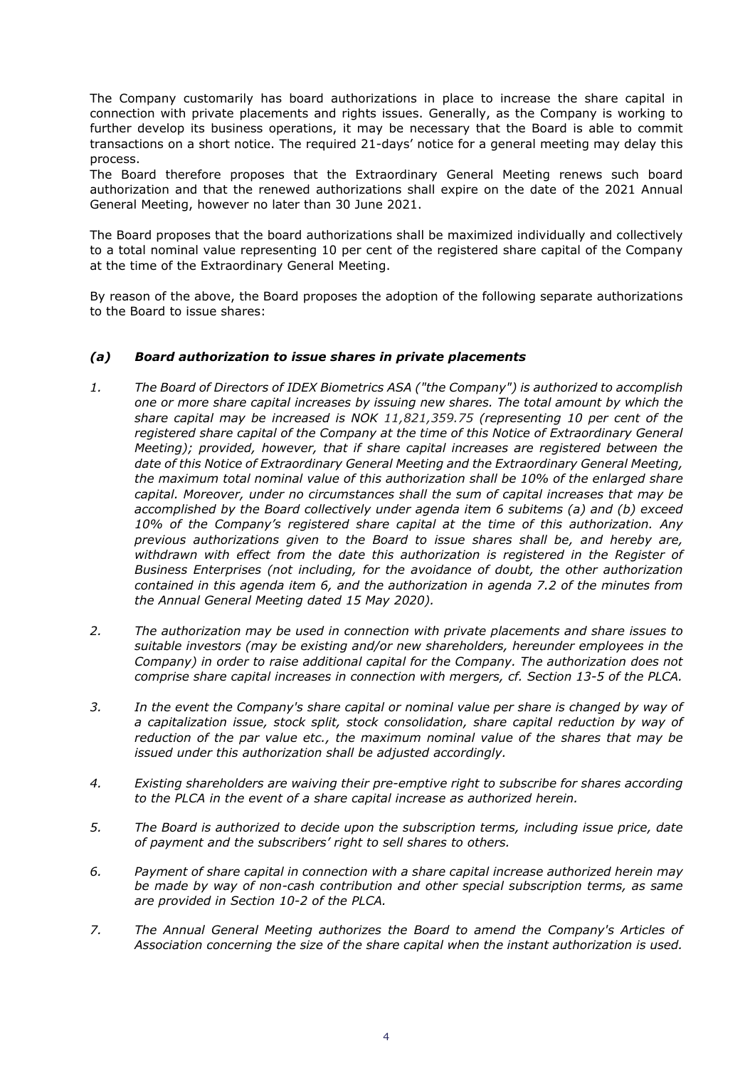The Company customarily has board authorizations in place to increase the share capital in connection with private placements and rights issues. Generally, as the Company is working to further develop its business operations, it may be necessary that the Board is able to commit transactions on a short notice. The required 21-days' notice for a general meeting may delay this process.
The Board therefore proposes that the Extraordinary General Meeting renews such board authorization and that the renewed authorizations shall expire on the date of the 2021 Annual General Meeting, however no later than 30 June 2021.

The Board proposes that the board authorizations shall be maximized individually and collectively to a total nominal value representing 10 per cent of the registered share capital of the Company at the time of the Extraordinary General Meeting.

By reason of the above, the Board proposes the adoption of the following separate authorizations to the Board to issue shares:

### *(a) Board authorization to issue shares in private placements*

1. *The Board of Directors of IDEX Biometrics ASA ("the Company") is authorized to accomplish one or more share capital increases by issuing new shares. The total amount by which the share capital may be increased is NOK 11,821,359.75 (representing 10 per cent of the registered share capital of the Company at the time of this Notice of Extraordinary General Meeting); provided, however, that if share capital increases are registered between the date of this Notice of Extraordinary General Meeting and the Extraordinary General Meeting, the maximum total nominal value of this authorization shall be 10% of the enlarged share capital. Moreover, under no circumstances shall the sum of capital increases that may be accomplished by the Board collectively under agenda item 6 subitems (a) and (b) exceed 10% of the Company's registered share capital at the time of this authorization. Any previous authorizations given to the Board to issue shares shall be, and hereby are, withdrawn with effect from the date this authorization is registered in the Register of Business Enterprises (not including, for the avoidance of doubt, the other authorization contained in this agenda item 6, and the authorization in agenda 7.2 of the minutes from the Annual General Meeting dated 15 May 2020).*

2. *The authorization may be used in connection with private placements and share issues to suitable investors (may be existing and/or new shareholders, hereunder employees in the Company) in order to raise additional capital for the Company. The authorization does not comprise share capital increases in connection with mergers, cf. Section 13-5 of the PLCA.*

3. *In the event the Company's share capital or nominal value per share is changed by way of a capitalization issue, stock split, stock consolidation, share capital reduction by way of reduction of the par value etc., the maximum nominal value of the shares that may be issued under this authorization shall be adjusted accordingly.*

4. *Existing shareholders are waiving their pre-emptive right to subscribe for shares according to the PLCA in the event of a share capital increase as authorized herein.*

5. *The Board is authorized to decide upon the subscription terms, including issue price, date of payment and the subscribers' right to sell shares to others.*

6. *Payment of share capital in connection with a share capital increase authorized herein may be made by way of non-cash contribution and other special subscription terms, as same are provided in Section 10-2 of the PLCA.*

7. *The Annual General Meeting authorizes the Board to amend the Company's Articles of Association concerning the size of the share capital when the instant authorization is used.*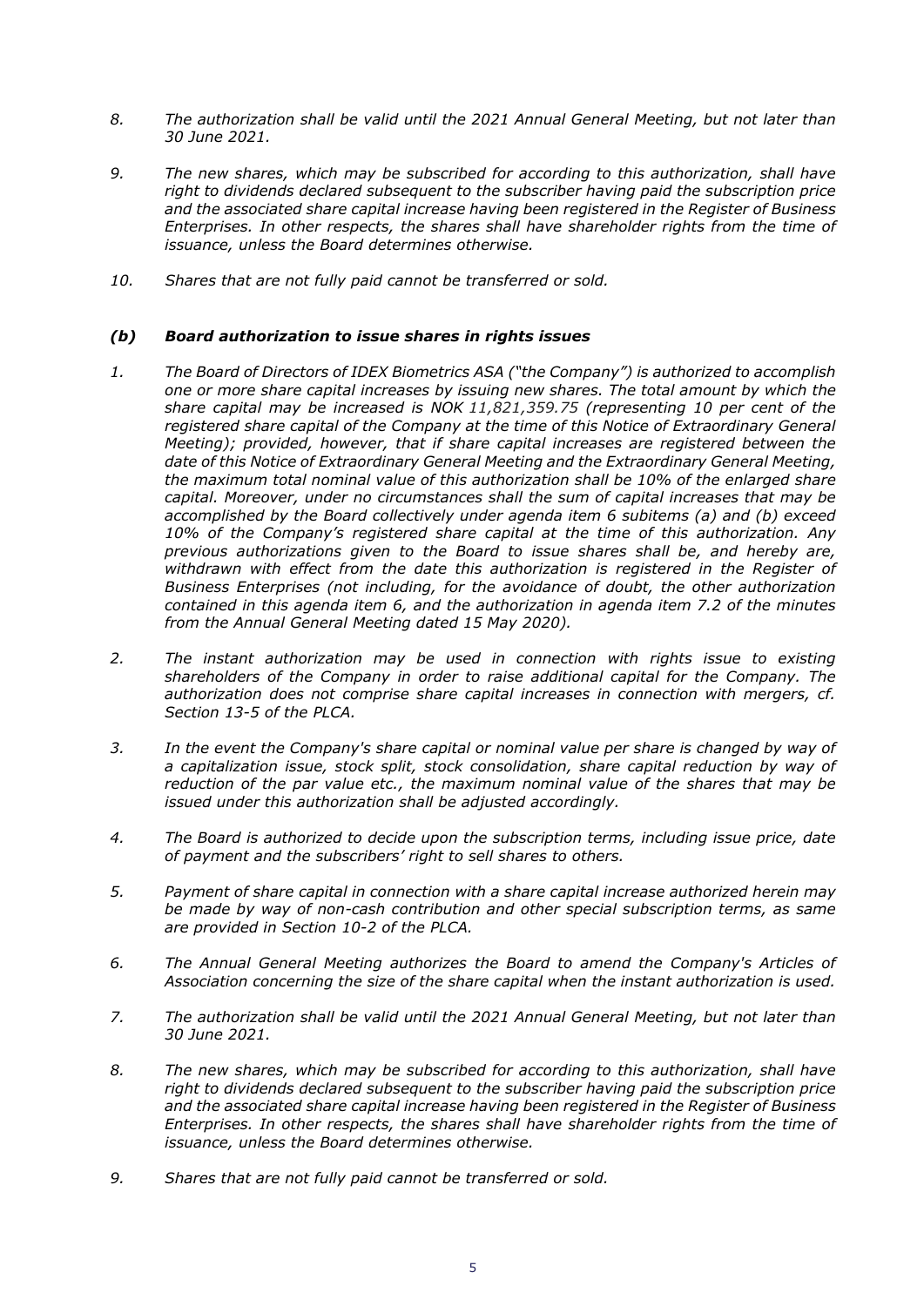*8. The authorization shall be valid until the 2021 Annual General Meeting, but not later than 30 June 2021.*

*9. The new shares, which may be subscribed for according to this authorization, shall have right to dividends declared subsequent to the subscriber having paid the subscription price and the associated share capital increase having been registered in the Register of Business Enterprises. In other respects, the shares shall have shareholder rights from the time of issuance, unless the Board determines otherwise.*

*10. Shares that are not fully paid cannot be transferred or sold.*

### *(b) Board authorization to issue shares in rights issues*

*1. The Board of Directors of IDEX Biometrics ASA ("the Company") is authorized to accomplish one or more share capital increases by issuing new shares. The total amount by which the share capital may be increased is NOK 11,821,359.75 (representing 10 per cent of the registered share capital of the Company at the time of this Notice of Extraordinary General Meeting); provided, however, that if share capital increases are registered between the date of this Notice of Extraordinary General Meeting and the Extraordinary General Meeting, the maximum total nominal value of this authorization shall be 10% of the enlarged share capital. Moreover, under no circumstances shall the sum of capital increases that may be accomplished by the Board collectively under agenda item 6 subitems (a) and (b) exceed 10% of the Company's registered share capital at the time of this authorization. Any previous authorizations given to the Board to issue shares shall be, and hereby are, withdrawn with effect from the date this authorization is registered in the Register of Business Enterprises (not including, for the avoidance of doubt, the other authorization contained in this agenda item 6, and the authorization in agenda item 7.2 of the minutes from the Annual General Meeting dated 15 May 2020).*

*2. The instant authorization may be used in connection with rights issue to existing shareholders of the Company in order to raise additional capital for the Company. The authorization does not comprise share capital increases in connection with mergers, cf. Section 13-5 of the PLCA.*

*3. In the event the Company's share capital or nominal value per share is changed by way of a capitalization issue, stock split, stock consolidation, share capital reduction by way of reduction of the par value etc., the maximum nominal value of the shares that may be issued under this authorization shall be adjusted accordingly.*

*4. The Board is authorized to decide upon the subscription terms, including issue price, date of payment and the subscribers' right to sell shares to others.*

*5. Payment of share capital in connection with a share capital increase authorized herein may be made by way of non-cash contribution and other special subscription terms, as same are provided in Section 10-2 of the PLCA.*

*6. The Annual General Meeting authorizes the Board to amend the Company's Articles of Association concerning the size of the share capital when the instant authorization is used.*

*7. The authorization shall be valid until the 2021 Annual General Meeting, but not later than 30 June 2021.*

*8. The new shares, which may be subscribed for according to this authorization, shall have right to dividends declared subsequent to the subscriber having paid the subscription price and the associated share capital increase having been registered in the Register of Business Enterprises. In other respects, the shares shall have shareholder rights from the time of issuance, unless the Board determines otherwise.*

*9. Shares that are not fully paid cannot be transferred or sold.*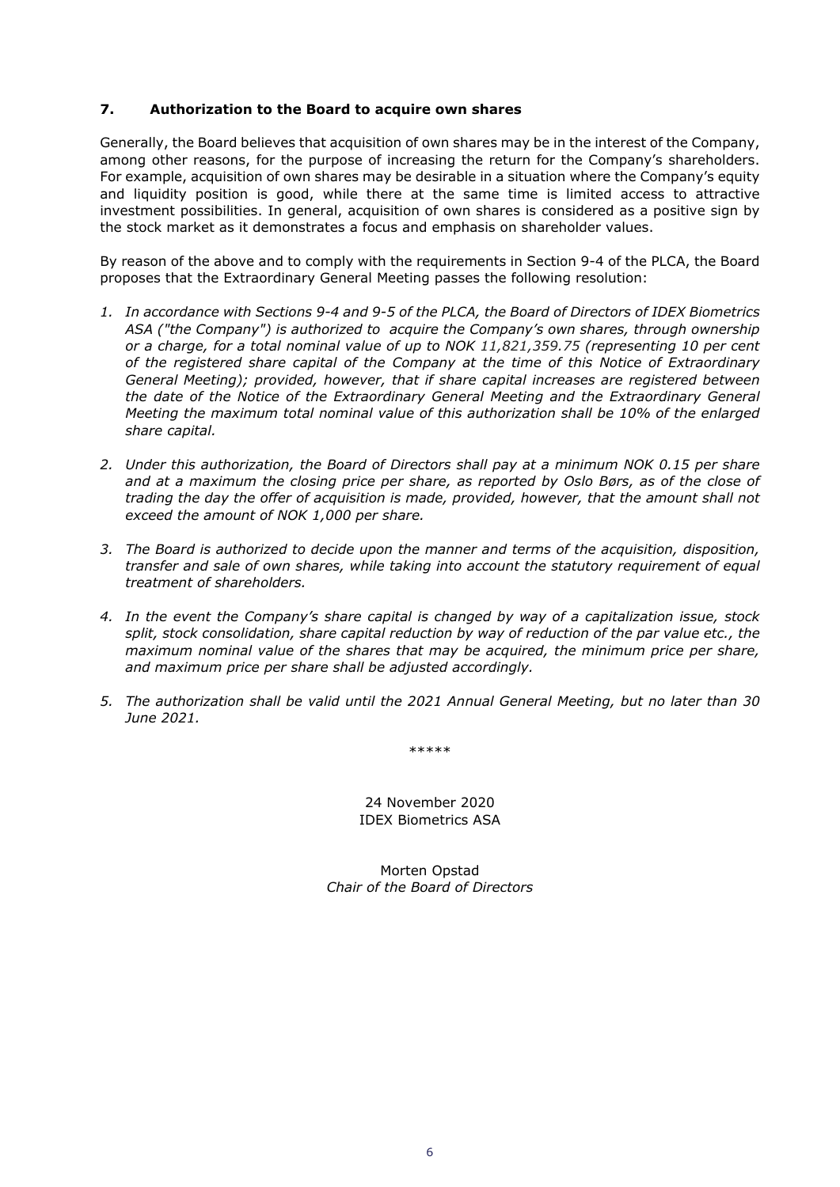## 7. Authorization to the Board to acquire own shares

Generally, the Board believes that acquisition of own shares may be in the interest of the Company, among other reasons, for the purpose of increasing the return for the Company's shareholders. For example, acquisition of own shares may be desirable in a situation where the Company's equity and liquidity position is good, while there at the same time is limited access to attractive investment possibilities. In general, acquisition of own shares is considered as a positive sign by the stock market as it demonstrates a focus and emphasis on shareholder values.

By reason of the above and to comply with the requirements in Section 9-4 of the PLCA, the Board proposes that the Extraordinary General Meeting passes the following resolution:

1. *In accordance with Sections 9-4 and 9-5 of the PLCA, the Board of Directors of IDEX Biometrics ASA ("the Company") is authorized to acquire the Company's own shares, through ownership or a charge, for a total nominal value of up to NOK 11,821,359.75 (representing 10 per cent of the registered share capital of the Company at the time of this Notice of Extraordinary General Meeting); provided, however, that if share capital increases are registered between the date of the Notice of the Extraordinary General Meeting and the Extraordinary General Meeting the maximum total nominal value of this authorization shall be 10% of the enlarged share capital.*

2. *Under this authorization, the Board of Directors shall pay at a minimum NOK 0.15 per share and at a maximum the closing price per share, as reported by Oslo Børs, as of the close of trading the day the offer of acquisition is made, provided, however, that the amount shall not exceed the amount of NOK 1,000 per share.*

3. *The Board is authorized to decide upon the manner and terms of the acquisition, disposition, transfer and sale of own shares, while taking into account the statutory requirement of equal treatment of shareholders.*

4. *In the event the Company's share capital is changed by way of a capitalization issue, stock split, stock consolidation, share capital reduction by way of reduction of the par value etc., the maximum nominal value of the shares that may be acquired, the minimum price per share, and maximum price per share shall be adjusted accordingly.*

5. *The authorization shall be valid until the 2021 Annual General Meeting, but no later than 30 June 2021.*

*****

24 November 2020
IDEX Biometrics ASA

Morten Opstad
*Chair of the Board of Directors*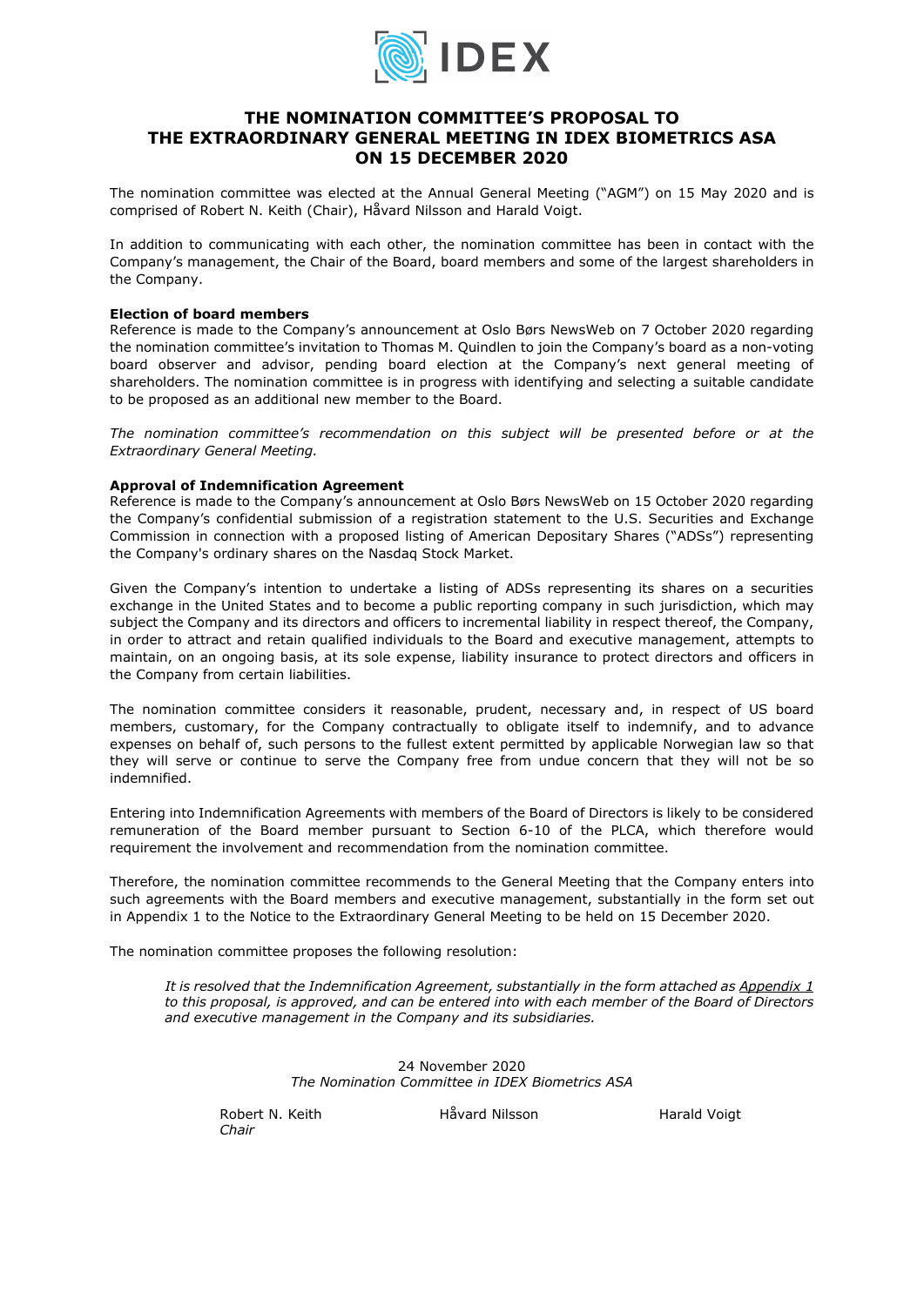# THE NOMINATION COMMITTEE'S PROPOSAL TO THE EXTRAORDINARY GENERAL MEETING IN IDEX BIOMETRICS ASA ON 15 DECEMBER 2020

The nomination committee was elected at the Annual General Meeting ("AGM") on 15 May 2020 and is comprised of Robert N. Keith (Chair), Håvard Nilsson and Harald Voigt.

In addition to communicating with each other, the nomination committee has been in contact with the Company's management, the Chair of the Board, board members and some of the largest shareholders in the Company.

**Election of board members**

Reference is made to the Company's announcement at Oslo Børs NewsWeb on 7 October 2020 regarding the nomination committee's invitation to Thomas M. Quindlen to join the Company's board as a non-voting board observer and advisor, pending board election at the Company's next general meeting of shareholders. The nomination committee is in progress with identifying and selecting a suitable candidate to be proposed as an additional new member to the Board.

*The nomination committee's recommendation on this subject will be presented before or at the Extraordinary General Meeting.*

**Approval of Indemnification Agreement**

Reference is made to the Company's announcement at Oslo Børs NewsWeb on 15 October 2020 regarding the Company's confidential submission of a registration statement to the U.S. Securities and Exchange Commission in connection with a proposed listing of American Depositary Shares ("ADSs") representing the Company's ordinary shares on the Nasdaq Stock Market.

Given the Company's intention to undertake a listing of ADSs representing its shares on a securities exchange in the United States and to become a public reporting company in such jurisdiction, which may subject the Company and its directors and officers to incremental liability in respect thereof, the Company, in order to attract and retain qualified individuals to the Board and executive management, attempts to maintain, on an ongoing basis, at its sole expense, liability insurance to protect directors and officers in the Company from certain liabilities.

The nomination committee considers it reasonable, prudent, necessary and, in respect of US board members, customary, for the Company contractually to obligate itself to indemnify, and to advance expenses on behalf of, such persons to the fullest extent permitted by applicable Norwegian law so that they will serve or continue to serve the Company free from undue concern that they will not be so indemnified.

Entering into Indemnification Agreements with members of the Board of Directors is likely to be considered remuneration of the Board member pursuant to Section 6-10 of the PLCA, which therefore would requirement the involvement and recommendation from the nomination committee.

Therefore, the nomination committee recommends to the General Meeting that the Company enters into such agreements with the Board members and executive management, substantially in the form set out in Appendix 1 to the Notice to the Extraordinary General Meeting to be held on 15 December 2020.

The nomination committee proposes the following resolution:

> *It is resolved that the Indemnification Agreement, substantially in the form attached as Appendix 1 to this proposal, is approved, and can be entered into with each member of the Board of Directors and executive management in the Company and its subsidiaries.*

24 November 2020
*The Nomination Committee in IDEX Biometrics ASA*

Robert N. Keith
*Chair*

Håvard Nilsson

Harald Voigt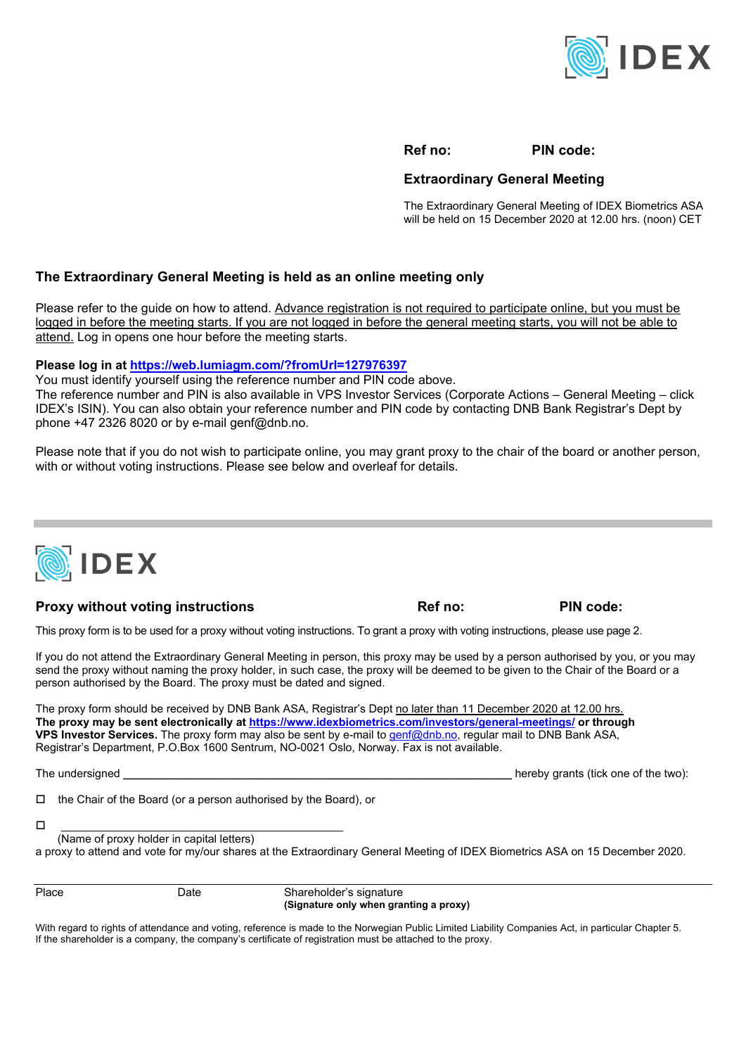IDEX

**Ref no:** **PIN code:**

**Extraordinary General Meeting**

The Extraordinary General Meeting of IDEX Biometrics ASA will be held on 15 December 2020 at 12.00 hrs. (noon) CET

## The Extraordinary General Meeting is held as an online meeting only

Please refer to the guide on how to attend. Advance registration is not required to participate online, but you must be logged in before the meeting starts. If you are not logged in before the general meeting starts, you will not be able to attend. Log in opens one hour before the meeting starts.

**Please log in at https://web.lumiagm.com/?fromUrl=127976397**
You must identify yourself using the reference number and PIN code above.
The reference number and PIN is also available in VPS Investor Services (Corporate Actions – General Meeting – click IDEX's ISIN). You can also obtain your reference number and PIN code by contacting DNB Bank Registrar's Dept by phone +47 2326 8020 or by e-mail genf@dnb.no.

Please note that if you do not wish to participate online, you may grant proxy to the chair of the board or another person, with or without voting instructions. Please see below and overleaf for details.

---

IDEX

## Proxy without voting instructions

**Ref no:** **PIN code:**

This proxy form is to be used for a proxy without voting instructions. To grant a proxy with voting instructions, please use page 2.

If you do not attend the Extraordinary General Meeting in person, this proxy may be used by a person authorised by you, or you may send the proxy without naming the proxy holder, in such case, the proxy will be deemed to be given to the Chair of the Board or a person authorised by the Board. The proxy must be dated and signed.

The proxy form should be received by DNB Bank ASA, Registrar's Dept no later than 11 December 2020 at 12.00 hrs.
**The proxy may be sent electronically at https://www.idexbiometrics.com/investors/general-meetings/ or through VPS Investor Services.** The proxy form may also be sent by e-mail to genf@dnb.no, regular mail to DNB Bank ASA, Registrar's Department, P.O.Box 1600 Sentrum, NO-0021 Oslo, Norway. Fax is not available.

The undersigned ______________________________________________ hereby grants (tick one of the two):

☐ the Chair of the Board (or a person authorised by the Board), or

☐ ____________________________________
(Name of proxy holder in capital letters)

a proxy to attend and vote for my/our shares at the Extraordinary General Meeting of IDEX Biometrics ASA on 15 December 2020.

| Place | Date | Shareholder's signature<br>**(Signature only when granting a proxy)** |
|---|---|---|

With regard to rights of attendance and voting, reference is made to the Norwegian Public Limited Liability Companies Act, in particular Chapter 5. If the shareholder is a company, the company's certificate of registration must be attached to the proxy.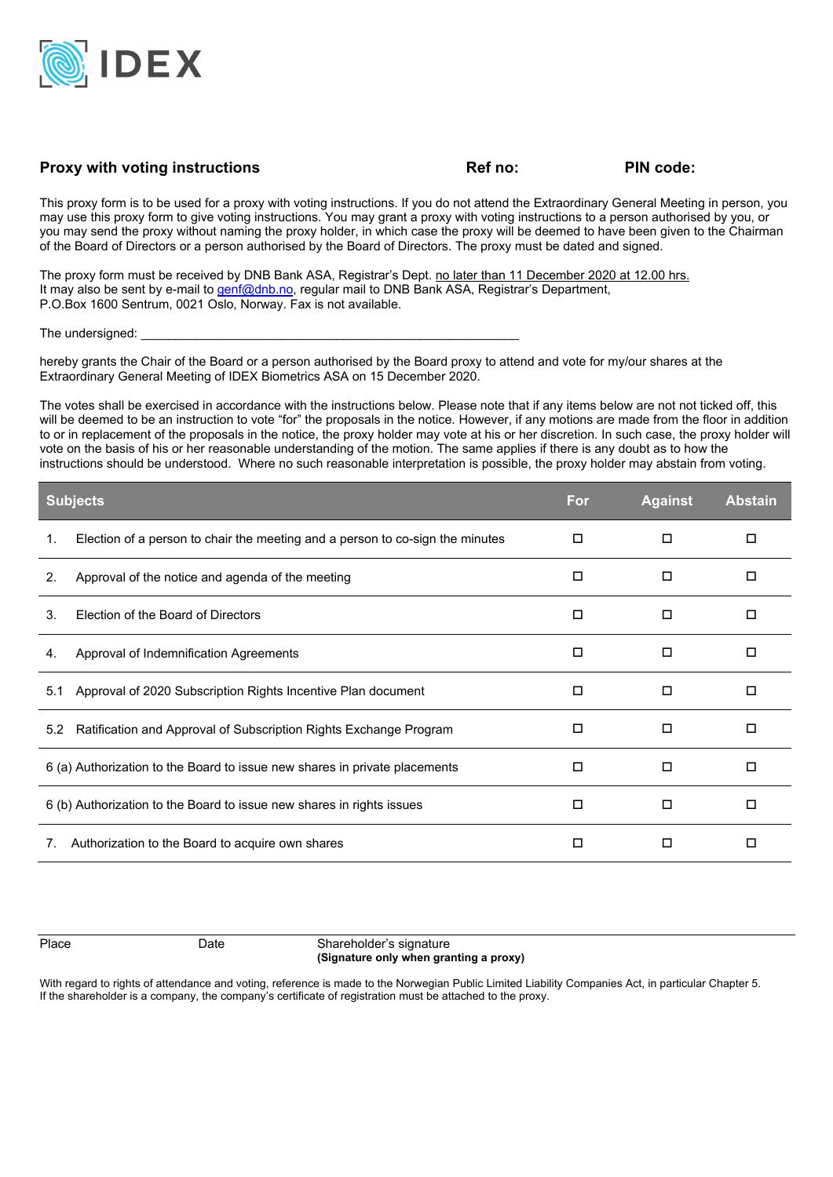IDEX

## Proxy with voting instructions

**Ref no:** **PIN code:**

This proxy form is to be used for a proxy with voting instructions. If you do not attend the Extraordinary General Meeting in person, you may use this proxy form to give voting instructions. You may grant a proxy with voting instructions to a person authorised by you, or you may send the proxy without naming the proxy holder, in which case the proxy will be deemed to have been given to the Chairman of the Board of Directors or a person authorised by the Board of Directors. The proxy must be dated and signed.

The proxy form must be received by DNB Bank ASA, Registrar's Dept. no later than 11 December 2020 at 12.00 hrs.
It may also be sent by e-mail to genf@dnb.no, regular mail to DNB Bank ASA, Registrar's Department, P.O.Box 1600 Sentrum, 0021 Oslo, Norway. Fax is not available.

The undersigned: ________________________________________________________

hereby grants the Chair of the Board or a person authorised by the Board proxy to attend and vote for my/our shares at the Extraordinary General Meeting of IDEX Biometrics ASA on 15 December 2020.

The votes shall be exercised in accordance with the instructions below. Please note that if any items below are not not ticked off, this will be deemed to be an instruction to vote "for" the proposals in the notice. However, if any motions are made from the floor in addition to or in replacement of the proposals in the notice, the proxy holder may vote at his or her discretion. In such case, the proxy holder will vote on the basis of his or her reasonable understanding of the motion. The same applies if there is any doubt as to how the instructions should be understood. Where no such reasonable interpretation is possible, the proxy holder may abstain from voting.

| Subjects | For | Against | Abstain |
|---|---|---|---|
| 1. Election of a person to chair the meeting and a person to co-sign the minutes | ☐ | ☐ | ☐ |
| 2. Approval of the notice and agenda of the meeting | ☐ | ☐ | ☐ |
| 3. Election of the Board of Directors | ☐ | ☐ | ☐ |
| 4. Approval of Indemnification Agreements | ☐ | ☐ | ☐ |
| 5.1 Approval of 2020 Subscription Rights Incentive Plan document | ☐ | ☐ | ☐ |
| 5.2 Ratification and Approval of Subscription Rights Exchange Program | ☐ | ☐ | ☐ |
| 6 (a) Authorization to the Board to issue new shares in private placements | ☐ | ☐ | ☐ |
| 6 (b) Authorization to the Board to issue new shares in rights issues | ☐ | ☐ | ☐ |
| 7. Authorization to the Board to acquire own shares | ☐ | ☐ | ☐ |

Place    Date    Shareholder's signature
**(Signature only when granting a proxy)**

With regard to rights of attendance and voting, reference is made to the Norwegian Public Limited Liability Companies Act, in particular Chapter 5. If the shareholder is a company, the company's certificate of registration must be attached to the proxy.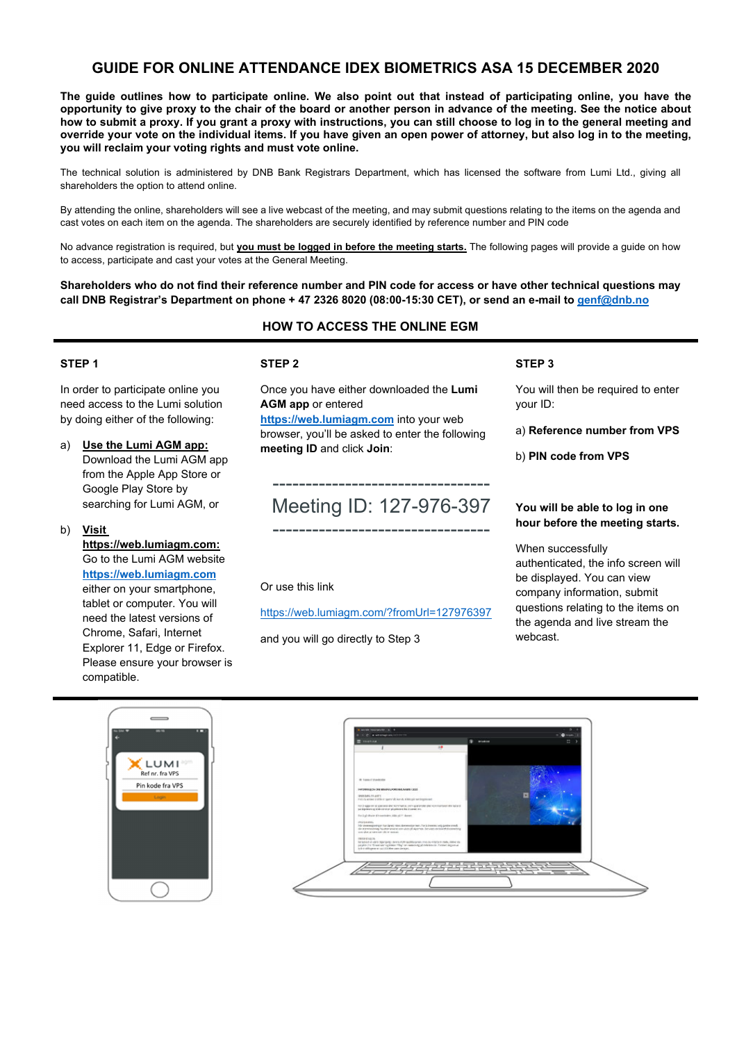# GUIDE FOR ONLINE ATTENDANCE IDEX BIOMETRICS ASA 15 DECEMBER 2020

**The guide outlines how to participate online. We also point out that instead of participating online, you have the opportunity to give proxy to the chair of the board or another person in advance of the meeting. See the notice about how to submit a proxy. If you grant a proxy with instructions, you can still choose to log in to the general meeting and override your vote on the individual items. If you have given an open power of attorney, but also log in to the meeting, you will reclaim your voting rights and must vote online.**

The technical solution is administered by DNB Bank Registrars Department, which has licensed the software from Lumi Ltd., giving all shareholders the option to attend online.

By attending the online, shareholders will see a live webcast of the meeting, and may submit questions relating to the items on the agenda and cast votes on each item on the agenda. The shareholders are securely identified by reference number and PIN code

No advance registration is required, but **you must be logged in before the meeting starts.** The following pages will provide a guide on how to access, participate and cast your votes at the General Meeting.

**Shareholders who do not find their reference number and PIN code for access or have other technical questions may call DNB Registrar's Department on phone + 47 2326 8020 (08:00-15:30 CET), or send an e-mail to genf@dnb.no**

## HOW TO ACCESS THE ONLINE EGM

### STEP 1

In order to participate online you need access to the Lumi solution by doing either of the following:

a) **Use the Lumi AGM app:** Download the Lumi AGM app from the Apple App Store or Google Play Store by searching for Lumi AGM, or

b) **Visit https://web.lumiagm.com:** Go to the Lumi AGM website **https://web.lumiagm.com** either on your smartphone, tablet or computer. You will need the latest versions of Chrome, Safari, Internet Explorer 11, Edge or Firefox. Please ensure your browser is compatible.

### STEP 2

Once you have either downloaded the **Lumi AGM app** or entered **https://web.lumiagm.com** into your web browser, you'll be asked to enter the following **meeting ID** and click **Join**:

---

Meeting ID: 127-976-397

---

Or use this link

https://web.lumiagm.com/?fromUrl=127976397

and you will go directly to Step 3

### STEP 3

You will then be required to enter your ID:

a) **Reference number from VPS**

b) **PIN code from VPS**

**You will be able to log in one hour before the meeting starts.**

When successfully authenticated, the info screen will be displayed. You can view company information, submit questions relating to the items on the agenda and live stream the webcast.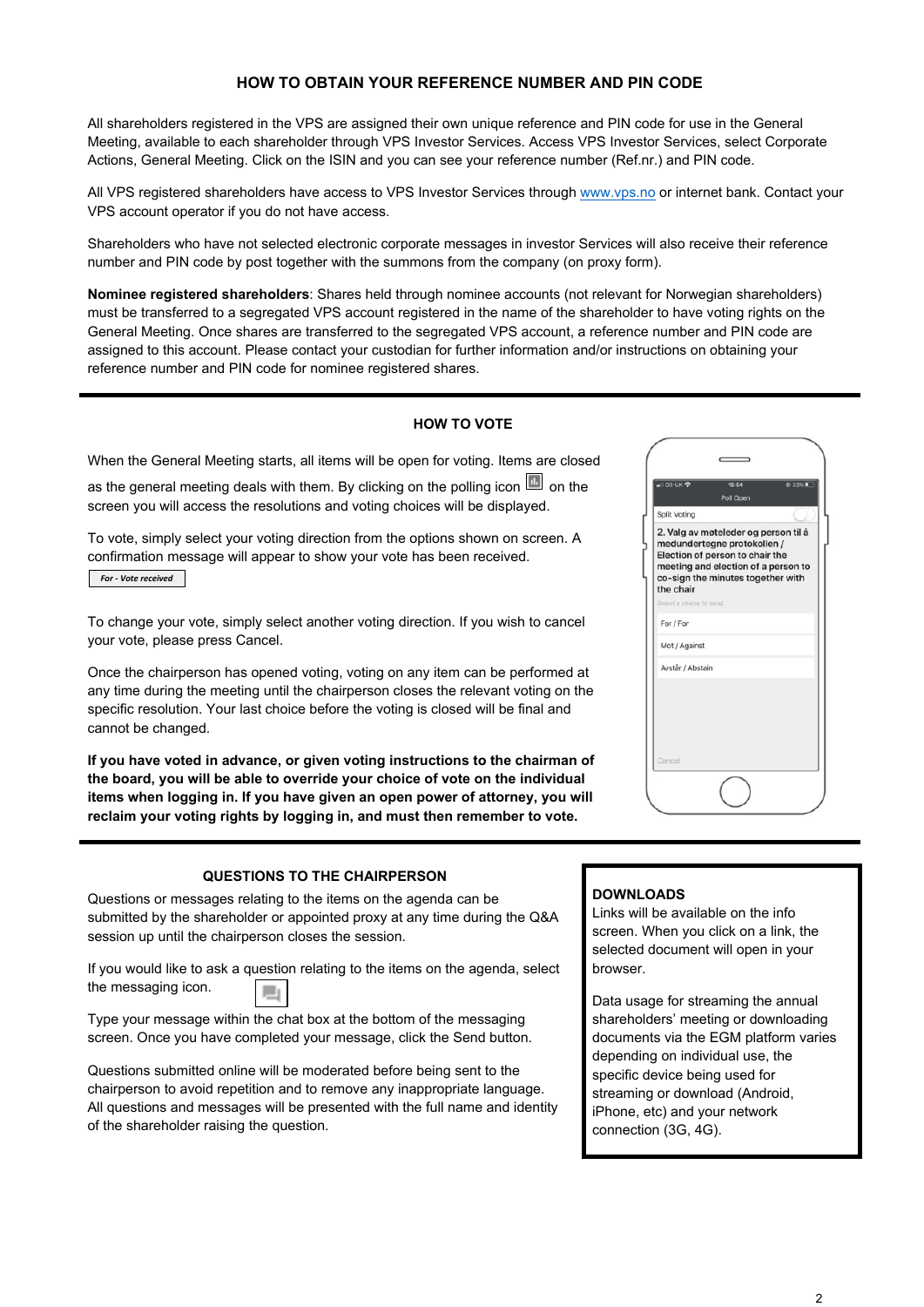## HOW TO OBTAIN YOUR REFERENCE NUMBER AND PIN CODE

All shareholders registered in the VPS are assigned their own unique reference and PIN code for use in the General Meeting, available to each shareholder through VPS Investor Services. Access VPS Investor Services, select Corporate Actions, General Meeting. Click on the ISIN and you can see your reference number (Ref.nr.) and PIN code.

All VPS registered shareholders have access to VPS Investor Services through www.vps.no or internet bank. Contact your VPS account operator if you do not have access.

Shareholders who have not selected electronic corporate messages in investor Services will also receive their reference number and PIN code by post together with the summons from the company (on proxy form).

**Nominee registered shareholders**: Shares held through nominee accounts (not relevant for Norwegian shareholders) must be transferred to a segregated VPS account registered in the name of the shareholder to have voting rights on the General Meeting. Once shares are transferred to the segregated VPS account, a reference number and PIN code are assigned to this account. Please contact your custodian for further information and/or instructions on obtaining your reference number and PIN code for nominee registered shares.

## HOW TO VOTE

When the General Meeting starts, all items will be open for voting. Items are closed as the general meeting deals with them. By clicking on the polling icon on the screen you will access the resolutions and voting choices will be displayed.

To vote, simply select your voting direction from the options shown on screen. A confirmation message will appear to show your vote has been received.

*For - Vote received*

To change your vote, simply select another voting direction. If you wish to cancel your vote, please press Cancel.

Once the chairperson has opened voting, voting on any item can be performed at any time during the meeting until the chairperson closes the relevant voting on the specific resolution. Your last choice before the voting is closed will be final and cannot be changed.

**If you have voted in advance, or given voting instructions to the chairman of the board, you will be able to override your choice of vote on the individual items when logging in. If you have given an open power of attorney, you will reclaim your voting rights by logging in, and must then remember to vote.**

Poll Open

Split Voting

2. Valg av møteleder og person til å medundertegne protokollen / Election of person to chair the meeting and election of a person to co-sign the minutes together with the chair

Select a choice to send.

For / For

Mot / Against

Avstår / Abstain

Cancel

## QUESTIONS TO THE CHAIRPERSON

Questions or messages relating to the items on the agenda can be submitted by the shareholder or appointed proxy at any time during the Q&A session up until the chairperson closes the session.

If you would like to ask a question relating to the items on the agenda, select the messaging icon.

Type your message within the chat box at the bottom of the messaging screen. Once you have completed your message, click the Send button.

Questions submitted online will be moderated before being sent to the chairperson to avoid repetition and to remove any inappropriate language. All questions and messages will be presented with the full name and identity of the shareholder raising the question.

**DOWNLOADS**

Links will be available on the info screen. When you click on a link, the selected document will open in your browser.

Data usage for streaming the annual shareholders' meeting or downloading documents via the EGM platform varies depending on individual use, the specific device being used for streaming or download (Android, iPhone, etc) and your network connection (3G, 4G).